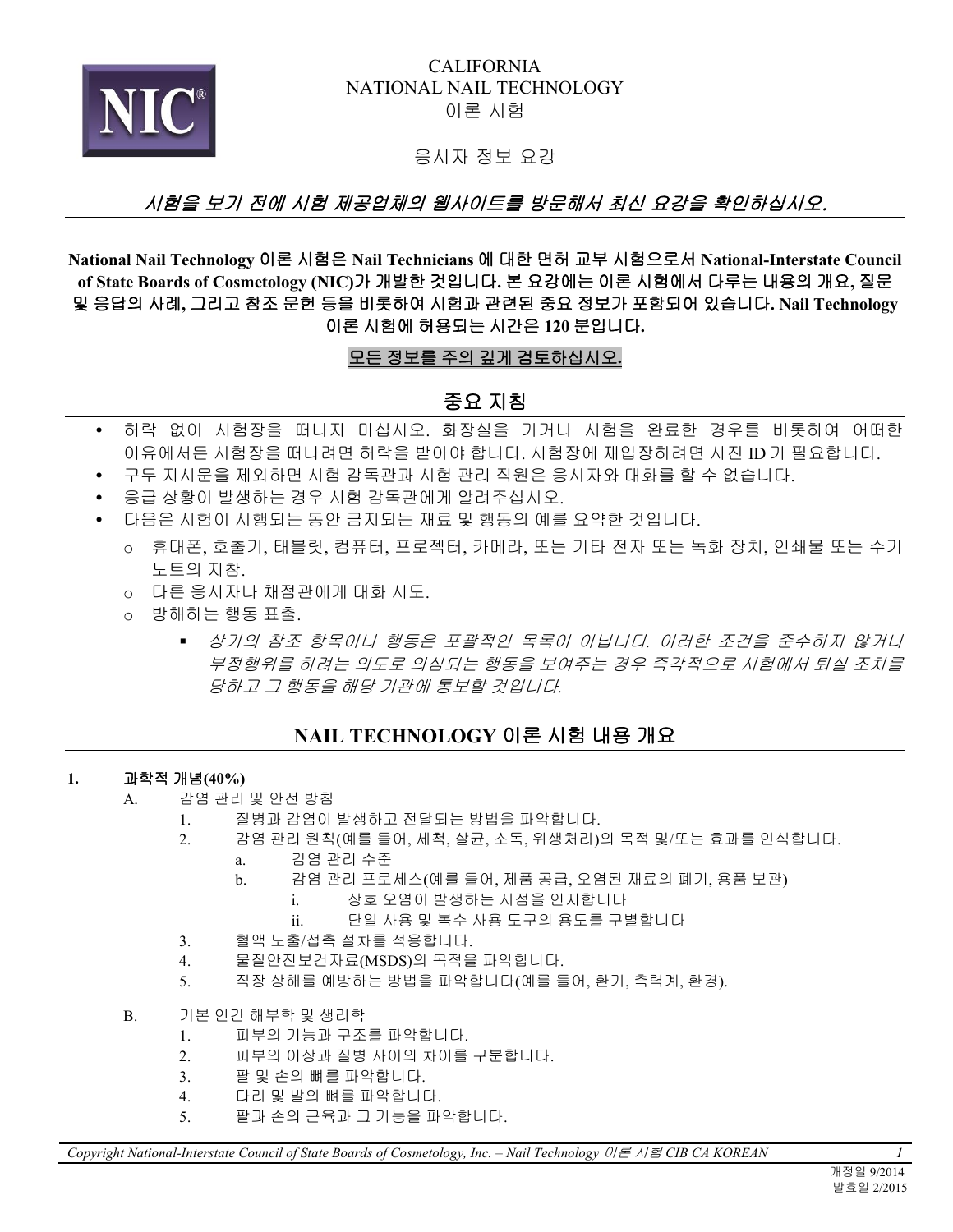CALIFORNIA
NATIONAL NAIL TECHNOLOGY
이론 시험

응시자 정보 요강

*시험을 보기 전에 시험 제공업체의 웹사이트를 방문해서 최신 요강을 확인하십시오.*

**National Nail Technology 이론 시험은 Nail Technicians 에 대한 면허 교부 시험으로서 National-Interstate Council of State Boards of Cosmetology (NIC)가 개발한 것입니다. 본 요강에는 이론 시험에서 다루는 내용의 개요, 질문 및 응답의 사례, 그리고 참조 문헌 등을 비롯하여 시험과 관련된 중요 정보가 포함되어 있습니다. Nail Technology 이론 시험에 허용되는 시간은 120 분입니다.**

**모든 정보를 주의 깊게 검토하십시오.**

## 중요 지침

- 허락 없이 시험장을 떠나지 마십시오. 화장실을 가거나 시험을 완료한 경우를 비롯하여 어떠한 이유에서든 시험장을 떠나려면 허락을 받아야 합니다. 시험장에 재입장하려면 사진 ID 가 필요합니다.
- 구두 지시문을 제외하면 시험 감독관과 시험 관리 직원은 응시자와 대화를 할 수 없습니다.
- 응급 상황이 발생하는 경우 시험 감독관에게 알려주십시오.
- 다음은 시험이 시행되는 동안 금지되는 재료 및 행동의 예를 요약한 것입니다.
  - 휴대폰, 호출기, 태블릿, 컴퓨터, 프로젝터, 카메라, 또는 기타 전자 또는 녹화 장치, 인쇄물 또는 수기 노트의 지참.
  - 다른 응시자나 채점관에게 대화 시도.
  - 방해하는 행동 표출.
    - *상기의 참조 항목이나 행동은 포괄적인 목록이 아닙니다. 이러한 조건을 준수하지 않거나 부정행위를 하려는 의도로 의심되는 행동을 보여주는 경우 즉각적으로 시험에서 퇴실 조치를 당하고 그 행동을 해당 기관에 통보할 것입니다.*

## NAIL TECHNOLOGY 이론 시험 내용 개요

**1. 과학적 개념(40%)**

A. 감염 관리 및 안전 방침
  1. 질병과 감염이 발생하고 전달되는 방법을 파악합니다.
  2. 감염 관리 원칙(예를 들어, 세척, 살균, 소독, 위생처리)의 목적 및/또는 효과를 인식합니다.
     a. 감염 관리 수준
     b. 감염 관리 프로세스(예를 들어, 제품 공급, 오염된 재료의 폐기, 용품 보관)
        i. 상호 오염이 발생하는 시점을 인지합니다
        ii. 단일 사용 및 복수 사용 도구의 용도를 구별합니다
  3. 혈액 노출/접촉 절차를 적용합니다.
  4. 물질안전보건자료(MSDS)의 목적을 파악합니다.
  5. 직장 상해를 예방하는 방법을 파악합니다(예를 들어, 환기, 측력계, 환경).

B. 기본 인간 해부학 및 생리학
  1. 피부의 기능과 구조를 파악합니다.
  2. 피부의 이상과 질병 사이의 차이를 구분합니다.
  3. 팔 및 손의 뼈를 파악합니다.
  4. 다리 및 발의 뼈를 파악합니다.
  5. 팔과 손의 근육과 그 기능을 파악합니다.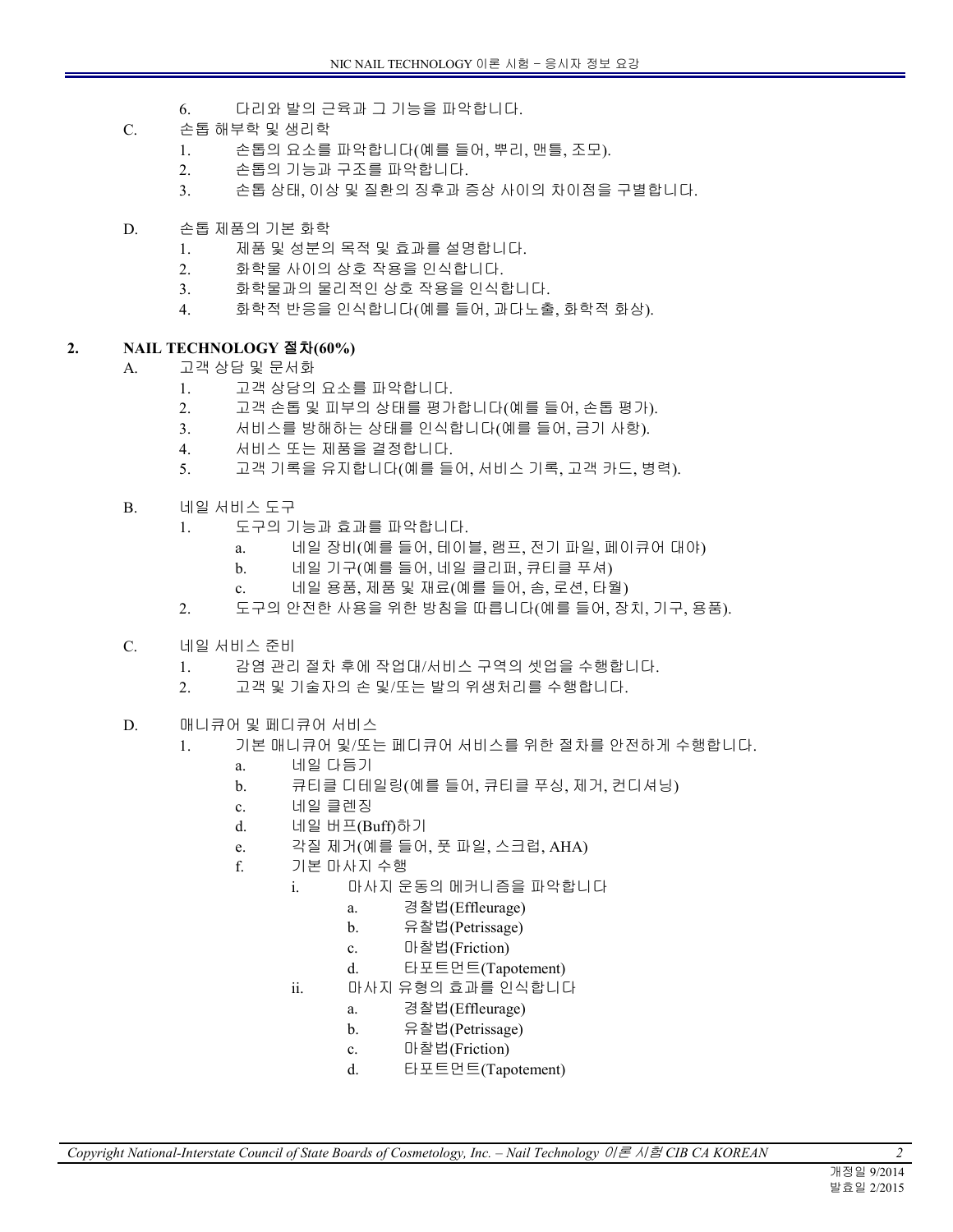6. 다리와 발의 근육과 그 기능을 파악합니다.

C. 손톱 해부학 및 생리학
   1. 손톱의 요소를 파악합니다(예를 들어, 뿌리, 맨틀, 조모).
   2. 손톱의 기능과 구조를 파악합니다.
   3. 손톱 상태, 이상 및 질환의 징후과 증상 사이의 차이점을 구별합니다.

D. 손톱 제품의 기본 화학
   1. 제품 및 성분의 목적 및 효과를 설명합니다.
   2. 화학물 사이의 상호 작용을 인식합니다.
   3. 화학물과의 물리적인 상호 작용을 인식합니다.
   4. 화학적 반응을 인식합니다(예를 들어, 과다노출, 화학적 화상).

## 2. NAIL TECHNOLOGY 절차(60%)

A. 고객 상담 및 문서화
   1. 고객 상담의 요소를 파악합니다.
   2. 고객 손톱 및 피부의 상태를 평가합니다(예를 들어, 손톱 평가).
   3. 서비스를 방해하는 상태를 인식합니다(예를 들어, 금기 사항).
   4. 서비스 또는 제품을 결정합니다.
   5. 고객 기록을 유지합니다(예를 들어, 서비스 기록, 고객 카드, 병력).

B. 네일 서비스 도구
   1. 도구의 기능과 효과를 파악합니다.
      a. 네일 장비(예를 들어, 테이블, 램프, 전기 파일, 페이큐어 대야)
      b. 네일 기구(예를 들어, 네일 클리퍼, 큐티클 푸셔)
      c. 네일 용품, 제품 및 재료(예를 들어, 솜, 로션, 타월)
   2. 도구의 안전한 사용을 위한 방침을 따릅니다(예를 들어, 장치, 기구, 용품).

C. 네일 서비스 준비
   1. 감염 관리 절차 후에 작업대/서비스 구역의 셋업을 수행합니다.
   2. 고객 및 기술자의 손 및/또는 발의 위생처리를 수행합니다.

D. 매니큐어 및 페디큐어 서비스
   1. 기본 매니큐어 및/또는 페디큐어 서비스를 위한 절차를 안전하게 수행합니다.
      a. 네일 다듬기
      b. 큐티클 디테일링(예를 들어, 큐티클 푸싱, 제거, 컨디셔닝)
      c. 네일 클렌징
      d. 네일 버프(Buff)하기
      e. 각질 제거(예를 들어, 풋 파일, 스크럽, AHA)
      f. 기본 마사지 수행
         i. 마사지 운동의 메커니즘을 파악합니다
            a. 경찰법(Effleurage)
            b. 유찰법(Petrissage)
            c. 마찰법(Friction)
            d. 타포트먼트(Tapotement)
         ii. 마사지 유형의 효과를 인식합니다
            a. 경찰법(Effleurage)
            b. 유찰법(Petrissage)
            c. 마찰법(Friction)
            d. 타포트먼트(Tapotement)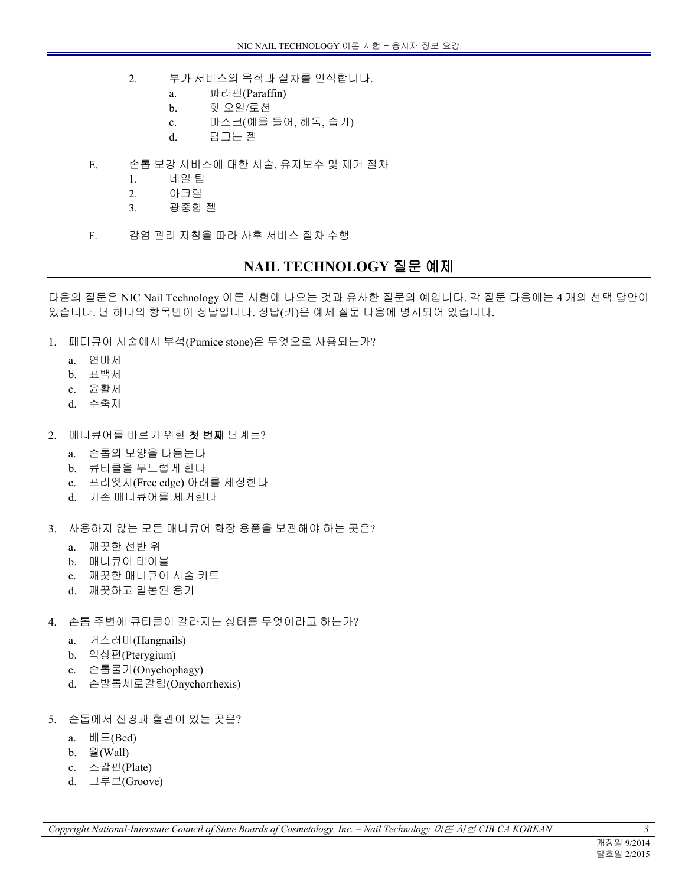2. 부가 서비스의 목적과 절차를 인식합니다.
   a. 파라핀(Paraffin)
   b. 핫 오일/로션
   c. 마스크(예를 들어, 해독, 습기)
   d. 담그는 젤

E. 손톱 보강 서비스에 대한 시술, 유지보수 및 제거 절차
   1. 네일 팁
   2. 아크릴
   3. 광중합 젤

F. 감염 관리 지침을 따라 사후 서비스 절차 수행

## NAIL TECHNOLOGY 질문 예제

다음의 질문은 NIC Nail Technology 이론 시험에 나오는 것과 유사한 질문의 예입니다. 각 질문 다음에는 4 개의 선택 답안이 있습니다. 단 하나의 항목만이 정답입니다. 정답(키)은 예제 질문 다음에 명시되어 있습니다.

1. 페디큐어 시술에서 부석(Pumice stone)은 무엇으로 사용되는가?
   a. 연마제
   b. 표백제
   c. 윤활제
   d. 수축제

2. 매니큐어를 바르기 위한 **첫 번째** 단계는?
   a. 손톱의 모양을 다듬는다
   b. 큐티클을 부드럽게 한다
   c. 프리엣지(Free edge) 아래를 세정한다
   d. 기존 매니큐어를 제거한다

3. 사용하지 않는 모든 매니큐어 화장 용품을 보관해야 하는 곳은?
   a. 깨끗한 선반 위
   b. 매니큐어 테이블
   c. 깨끗한 매니큐어 시술 키트
   d. 깨끗하고 밀봉된 용기

4. 손톱 주변에 큐티클이 갈라지는 상태를 무엇이라고 하는가?
   a. 거스러미(Hangnails)
   b. 익상편(Pterygium)
   c. 손톱물기(Onychophagy)
   d. 손발톱세로갈림(Onychorrhexis)

5. 손톱에서 신경과 혈관이 있는 곳은?
   a. 베드(Bed)
   b. 월(Wall)
   c. 조갑판(Plate)
   d. 그루브(Groove)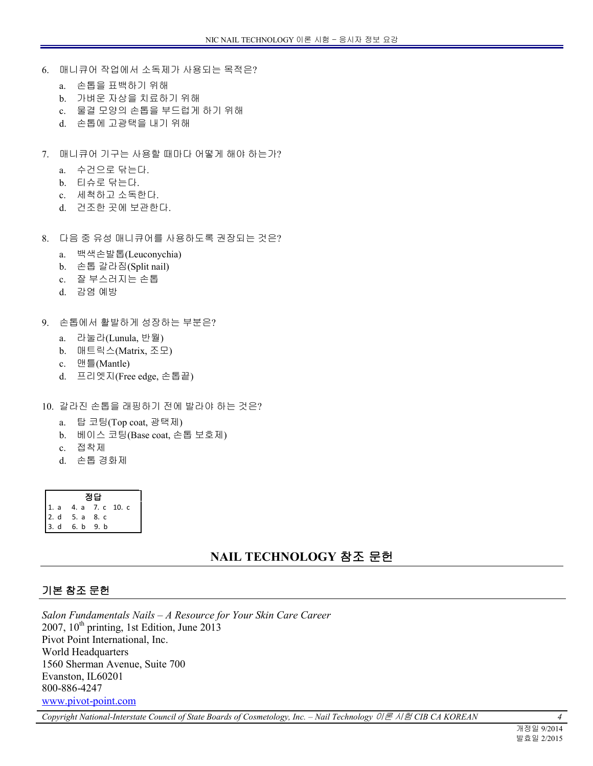6. 매니큐어 작업에서 소독제가 사용되는 목적은?
   a. 손톱을 표백하기 위해
   b. 가벼운 자상을 치료하기 위해
   c. 물결 모양의 손톱을 부드럽게 하기 위해
   d. 손톱에 고광택을 내기 위해

7. 매니큐어 기구는 사용할 때마다 어떻게 해야 하는가?
   a. 수건으로 닦는다.
   b. 티슈로 닦는다.
   c. 세척하고 소독한다.
   d. 건조한 곳에 보관한다.

8. 다음 중 유성 매니큐어를 사용하도록 권장되는 것은?
   a. 백색손발톱(Leuconychia)
   b. 손톱 갈라짐(Split nail)
   c. 잘 부스러지는 손톱
   d. 감염 예방

9. 손톱에서 활발하게 성장하는 부분은?
   a. 라눌라(Lunula, 반월)
   b. 매트릭스(Matrix, 조모)
   c. 맨틀(Mantle)
   d. 프리엣지(Free edge, 손톱끝)

10. 갈라진 손톱을 래핑하기 전에 발라야 하는 것은?
    a. 탑 코팅(Top coat, 광택제)
    b. 베이스 코팅(Base coat, 손톱 보호제)
    c. 접착제
    d. 손톱 경화제

| 정답 | | | |
|---|---|---|---|
| 1. a | 4. a | 7. c | 10. c |
| 2. d | 5. a | 8. c | |
| 3. d | 6. b | 9. b | |

## NAIL TECHNOLOGY 참조 문헌

### 기본 참조 문헌

*Salon Fundamentals Nails – A Resource for Your Skin Care Career*
2007, 10th printing, 1st Edition, June 2013
Pivot Point International, Inc.
World Headquarters
1560 Sherman Avenue, Suite 700
Evanston, IL60201
800-886-4247
www.pivot-point.com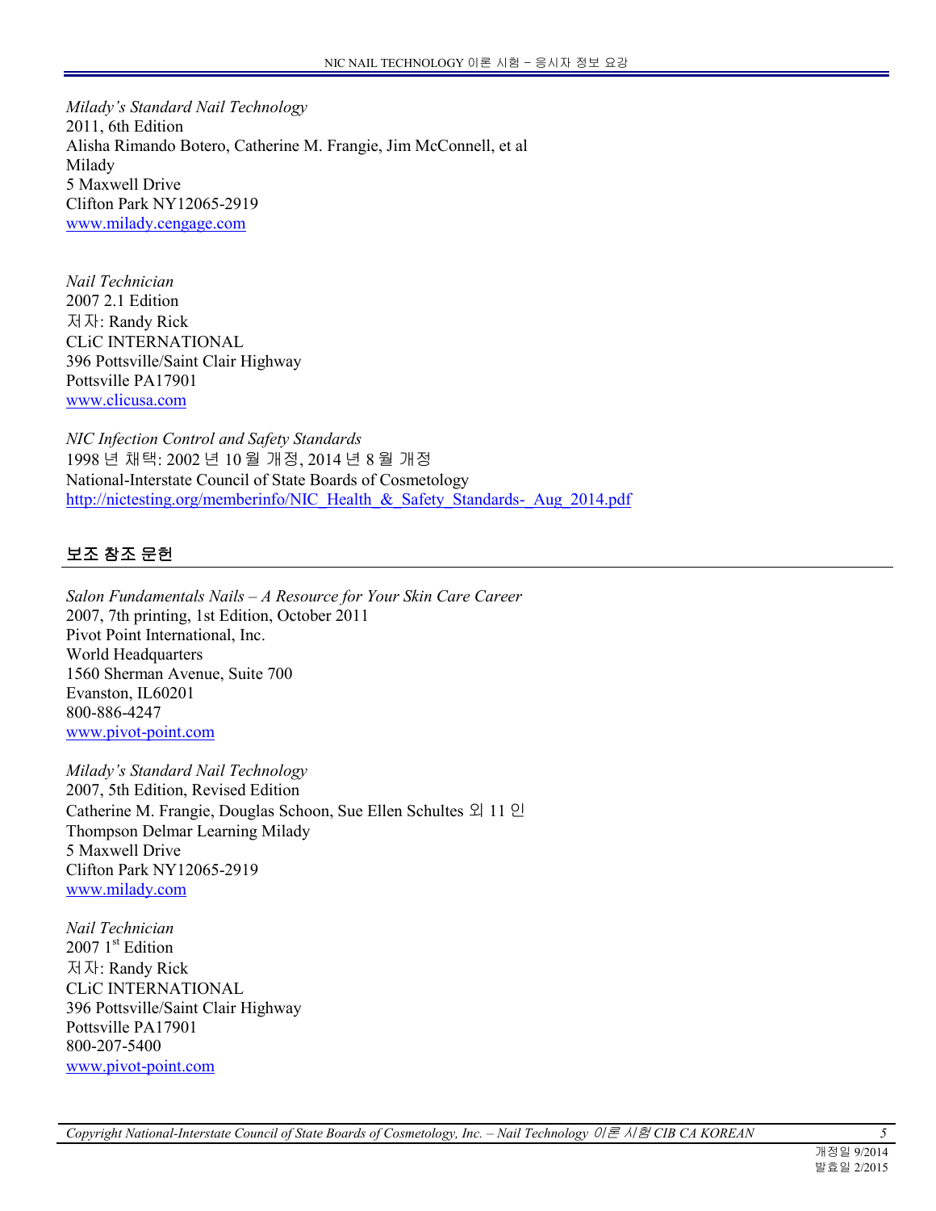*Milady's Standard Nail Technology*
2011, 6th Edition
Alisha Rimando Botero, Catherine M. Frangie, Jim McConnell, et al
Milady
5 Maxwell Drive
Clifton Park NY12065-2919
www.milady.cengage.com

*Nail Technician*
2007 2.1 Edition
저자: Randy Rick
CLiC INTERNATIONAL
396 Pottsville/Saint Clair Highway
Pottsville PA17901
www.clicusa.com

*NIC Infection Control and Safety Standards*
1998 년 채택: 2002 년 10 월 개정, 2014 년 8 월 개정
National-Interstate Council of State Boards of Cosmetology
http://nictesting.org/memberinfo/NIC_Health_&_Safety_Standards-_Aug_2014.pdf

## 보조 참조 문헌

*Salon Fundamentals Nails – A Resource for Your Skin Care Career*
2007, 7th printing, 1st Edition, October 2011
Pivot Point International, Inc.
World Headquarters
1560 Sherman Avenue, Suite 700
Evanston, IL60201
800-886-4247
www.pivot-point.com

*Milady's Standard Nail Technology*
2007, 5th Edition, Revised Edition
Catherine M. Frangie, Douglas Schoon, Sue Ellen Schultes 외 11 인
Thompson Delmar Learning Milady
5 Maxwell Drive
Clifton Park NY12065-2919
www.milady.com

*Nail Technician*
2007 1st Edition
저자: Randy Rick
CLiC INTERNATIONAL
396 Pottsville/Saint Clair Highway
Pottsville PA17901
800-207-5400
www.pivot-point.com